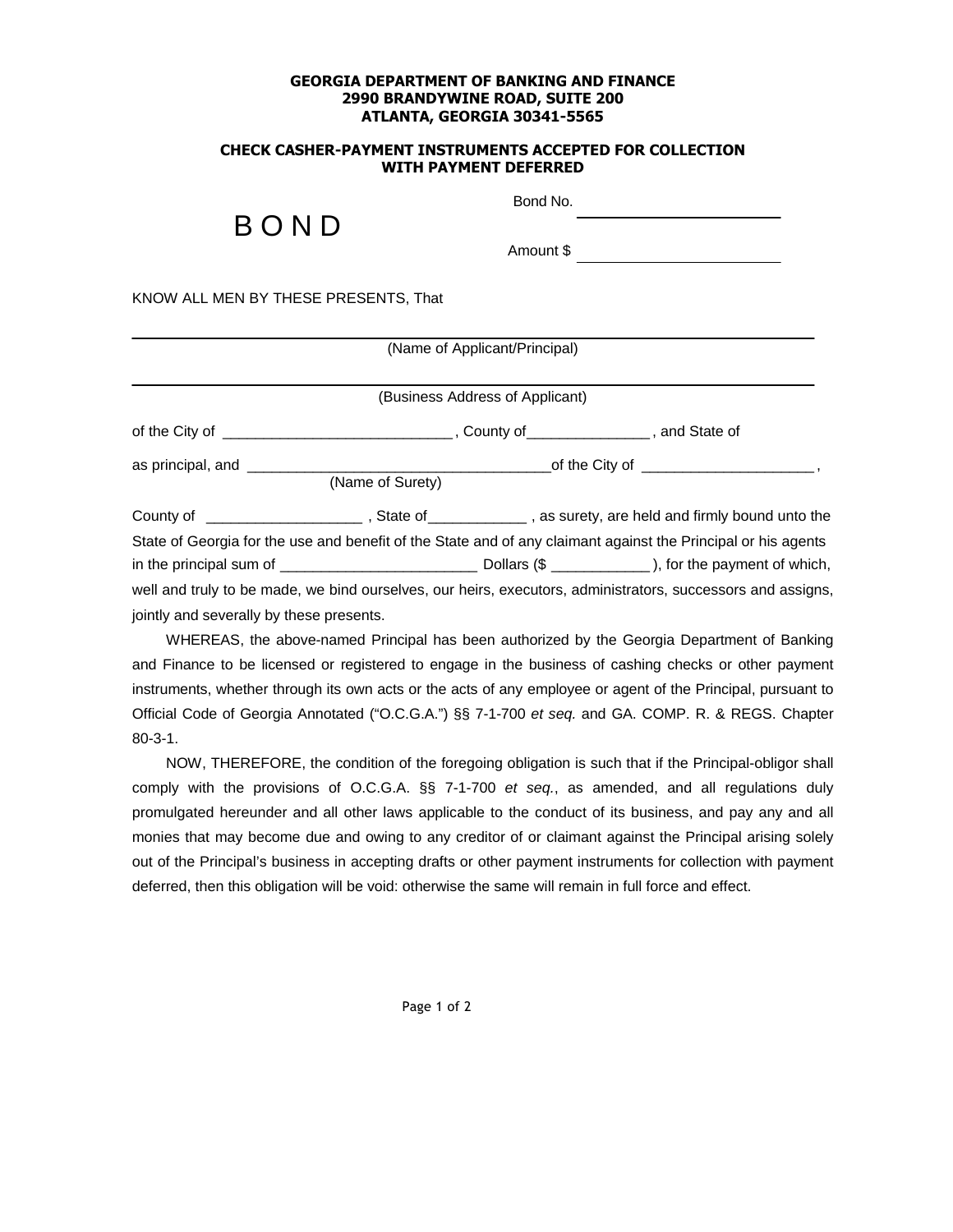**GEORGIA DEPARTMENT OF BANKING AND FINANCE**
**2990 BRANDYWINE ROAD, SUITE 200**
**ATLANTA, GEORGIA 30341-5565**

**CHECK CASHER-PAYMENT INSTRUMENTS ACCEPTED FOR COLLECTION WITH PAYMENT DEFERRED**

# B O N D

Bond No. ________________________

Amount $ ________________________

KNOW ALL MEN BY THESE PRESENTS, That

______________________________________________________________________
(Name of Applicant/Principal)

______________________________________________________________________
(Business Address of Applicant)

of the City of ___________________________, County of______________, and State of

as principal, and ___________________________________of the City of ____________________,
(Name of Surety)

County of __________________, State of___________, as surety, are held and firmly bound unto the State of Georgia for the use and benefit of the State and of any claimant against the Principal or his agents in the principal sum of _______________________ Dollars ($ ___________), for the payment of which, well and truly to be made, we bind ourselves, our heirs, executors, administrators, successors and assigns, jointly and severally by these presents.

WHEREAS, the above-named Principal has been authorized by the Georgia Department of Banking and Finance to be licensed or registered to engage in the business of cashing checks or other payment instruments, whether through its own acts or the acts of any employee or agent of the Principal, pursuant to Official Code of Georgia Annotated ("O.C.G.A.") §§ 7-1-700 *et seq.* and GA. COMP. R. & REGS. Chapter 80-3-1.

NOW, THEREFORE, the condition of the foregoing obligation is such that if the Principal-obligor shall comply with the provisions of O.C.G.A. §§ 7-1-700 *et seq.*, as amended, and all regulations duly promulgated hereunder and all other laws applicable to the conduct of its business, and pay any and all monies that may become due and owing to any creditor of or claimant against the Principal arising solely out of the Principal's business in accepting drafts or other payment instruments for collection with payment deferred, then this obligation will be void: otherwise the same will remain in full force and effect.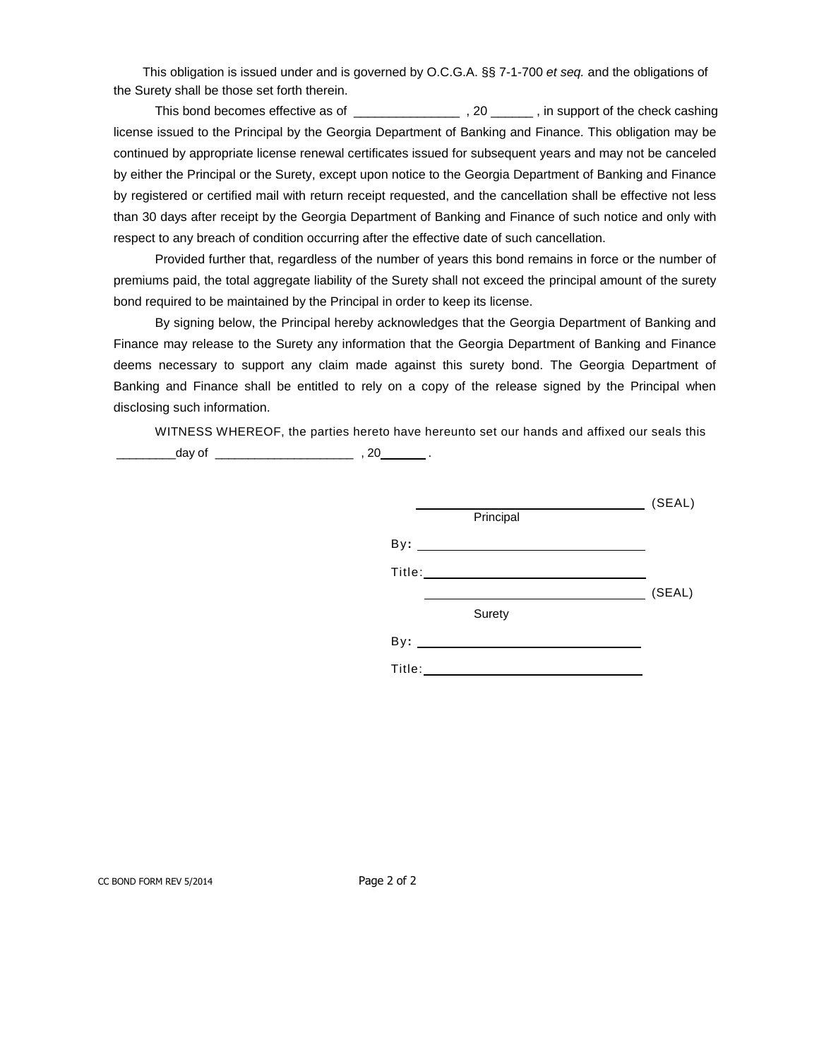This obligation is issued under and is governed by O.C.G.A. §§ 7-1-700 *et seq.* and the obligations of the Surety shall be those set forth therein.

This bond becomes effective as of _______________ , 20 ______ , in support of the check cashing license issued to the Principal by the Georgia Department of Banking and Finance. This obligation may be continued by appropriate license renewal certificates issued for subsequent years and may not be canceled by either the Principal or the Surety, except upon notice to the Georgia Department of Banking and Finance by registered or certified mail with return receipt requested, and the cancellation shall be effective not less than 30 days after receipt by the Georgia Department of Banking and Finance of such notice and only with respect to any breach of condition occurring after the effective date of such cancellation.

Provided further that, regardless of the number of years this bond remains in force or the number of premiums paid, the total aggregate liability of the Surety shall not exceed the principal amount of the surety bond required to be maintained by the Principal in order to keep its license.

By signing below, the Principal hereby acknowledges that the Georgia Department of Banking and Finance may release to the Surety any information that the Georgia Department of Banking and Finance deems necessary to support any claim made against this surety bond. The Georgia Department of Banking and Finance shall be entitled to rely on a copy of the release signed by the Principal when disclosing such information.

WITNESS WHEREOF, the parties hereto have hereunto set our hands and affixed our seals this _________day of _____________________ , 20_______ .

_________________________________ (SEAL)
Principal

By: _________________________________

Title: _________________________________

_________________________________ (SEAL)
Surety

By: _________________________________

Title: _________________________________

CC BOND FORM REV 5/2014